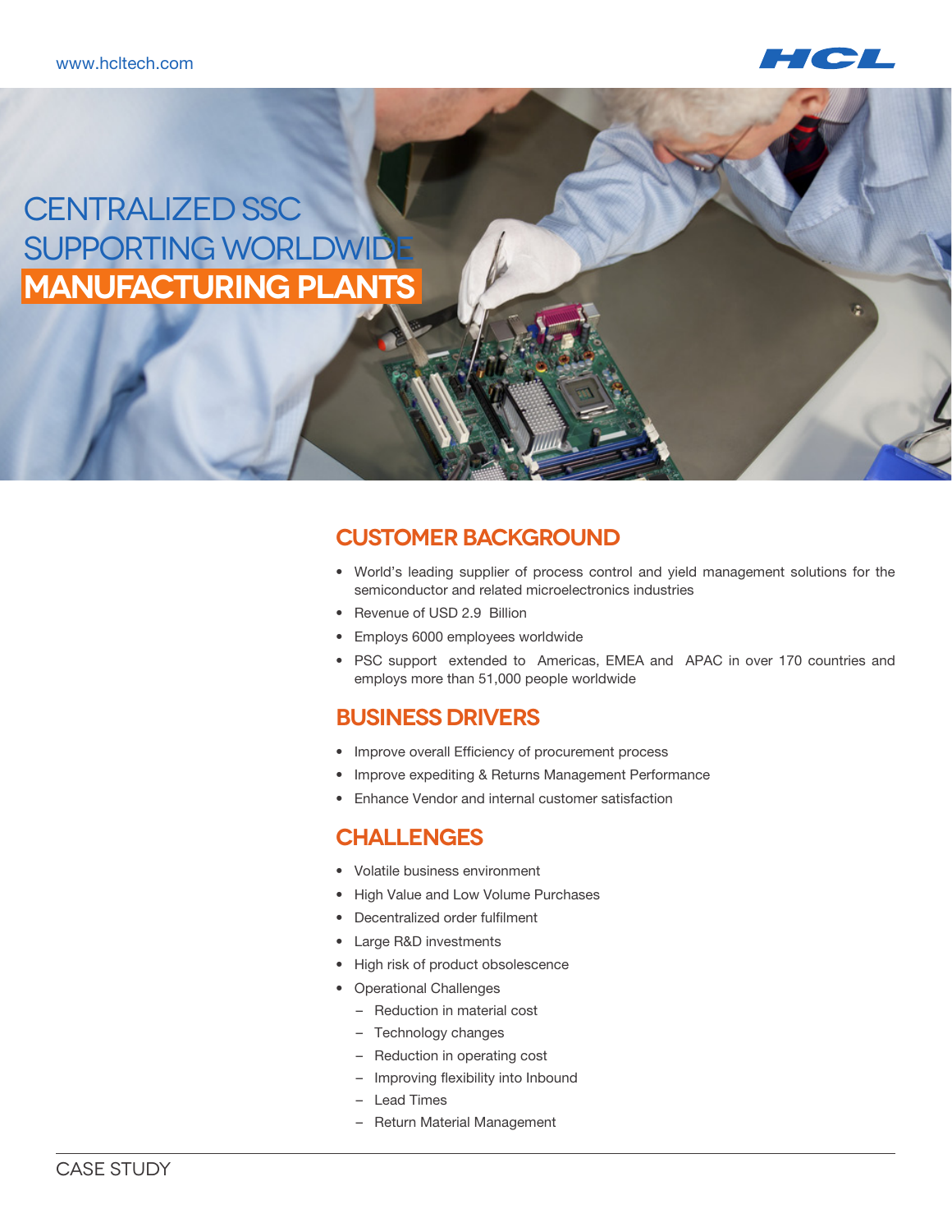# CENTRALIZED SSC SUPPORTING WORLDWIDE MANUFACTURING PLANTS

## CUSTOMER BACKGROUND

- World's leading supplier of process control and yield management solutions for the semiconductor and related microelectronics industries
- Revenue of USD 2.9 Billion
- Employs 6000 employees worldwide
- PSC support extended to Americas, EMEA and APAC in over 170 countries and employs more than 51,000 people worldwide

## BUSINESS DRIVERS

- Improve overall Efficiency of procurement process
- Improve expediting & Returns Management Performance
- Enhance Vendor and internal customer satisfaction

## CHALLENGES

- Volatile business environment
- High Value and Low Volume Purchases
- Decentralized order fulfilment
- Large R&D investments
- High risk of product obsolescence
- Operational Challenges
  - Reduction in material cost
  - Technology changes
  - Reduction in operating cost
  - Improving flexibility into Inbound
  - Lead Times
  - Return Material Management

CASE STUDY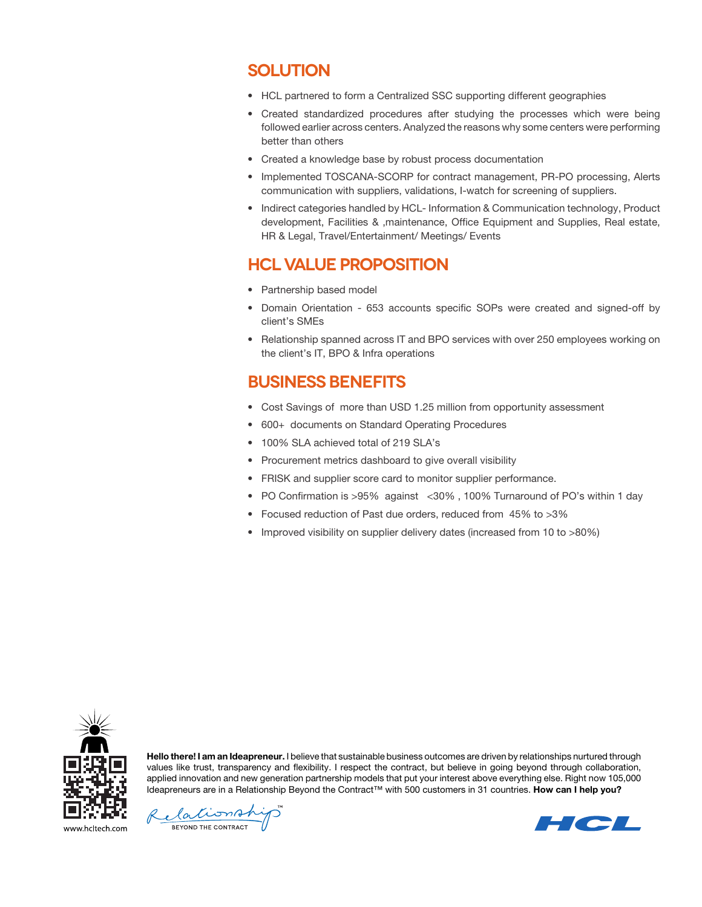## SOLUTION

- HCL partnered to form a Centralized SSC supporting different geographies
- Created standardized procedures after studying the processes which were being followed earlier across centers. Analyzed the reasons why some centers were performing better than others
- Created a knowledge base by robust process documentation
- Implemented TOSCANA-SCORP for contract management, PR-PO processing, Alerts communication with suppliers, validations, I-watch for screening of suppliers.
- Indirect categories handled by HCL- Information & Communication technology, Product development, Facilities & ,maintenance, Office Equipment and Supplies, Real estate, HR & Legal, Travel/Entertainment/ Meetings/ Events

## HCL VALUE PROPOSITION

- Partnership based model
- Domain Orientation - 653 accounts specific SOPs were created and signed-off by client's SMEs
- Relationship spanned across IT and BPO services with over 250 employees working on the client's IT, BPO & Infra operations

## BUSINESS BENEFITS

- Cost Savings of more than USD 1.25 million from opportunity assessment
- 600+ documents on Standard Operating Procedures
- 100% SLA achieved total of 219 SLA's
- Procurement metrics dashboard to give overall visibility
- FRISK and supplier score card to monitor supplier performance.
- PO Confirmation is >95% against <30% , 100% Turnaround of PO's within 1 day
- Focused reduction of Past due orders, reduced from 45% to >3%
- Improved visibility on supplier delivery dates (increased from 10 to >80%)

**Hello there! I am an Ideapreneur.** I believe that sustainable business outcomes are driven by relationships nurtured through values like trust, transparency and flexibility. I respect the contract, but believe in going beyond through collaboration, applied innovation and new generation partnership models that put your interest above everything else. Right now 105,000 Ideapreneurs are in a Relationship Beyond the Contract™ with 500 customers in 31 countries. **How can I help you?**

Relationship™ BEYOND THE CONTRACT

www.hcltech.com

HCL